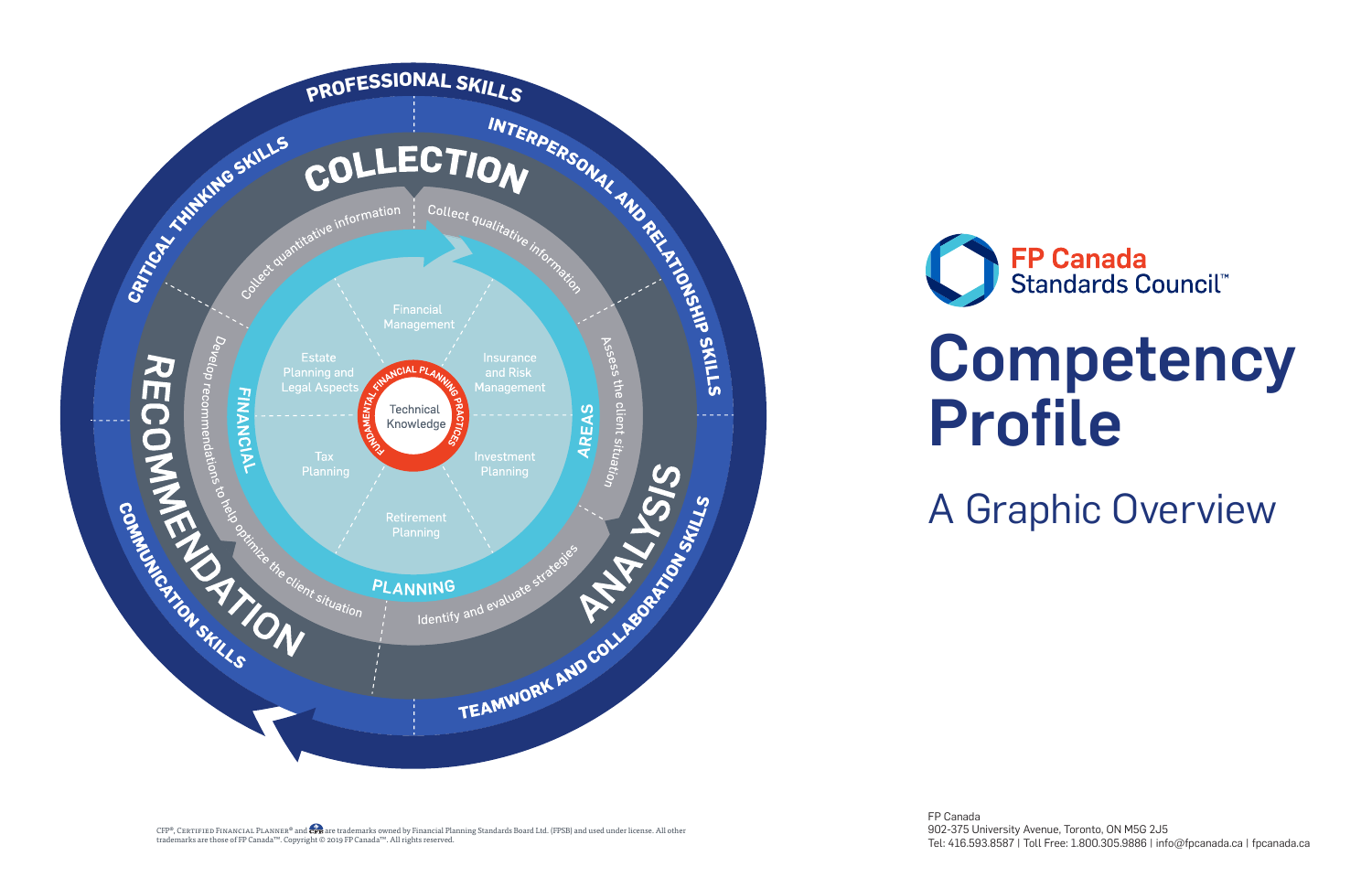# Competency Profile

## A Graphic Overview

FP Canada Standards Council™

PROFESSIONAL SKILLS

INTERPERSONAL AND RELATIONSHIP SKILLS

TEAMWORK AND COLLABORATION SKILLS

COMMUNICATION SKILLS

CRITICAL THINKING SKILLS

COLLECTION

- Collect quantitative information
- Collect qualitative information

ANALYSIS

- Assess the client situation
- Identify and evaluate strategies

RECOMMENDATION

- Develop recommendations to help optimize the client situation

FINANCIAL PLANNING AREAS

- Financial Management
- Insurance and Risk Management
- Investment Planning
- Retirement Planning
- Tax Planning
- Estate Planning and Legal Aspects

FUNDAMENTAL FINANCIAL PLANNING PRACTICES

Technical Knowledge

CFP®, CERTIFIED FINANCIAL PLANNER® and CFP are trademarks owned by Financial Planning Standards Board Ltd. (FPSB) and used under license. All other trademarks are those of FP Canada™. Copyright © 2019 FP Canada™. All rights reserved.

FP Canada
902-375 University Avenue, Toronto, ON M5G 2J5
Tel: 416.593.8587 | Toll Free: 1.800.305.9886 | info@fpcanada.ca | fpcanada.ca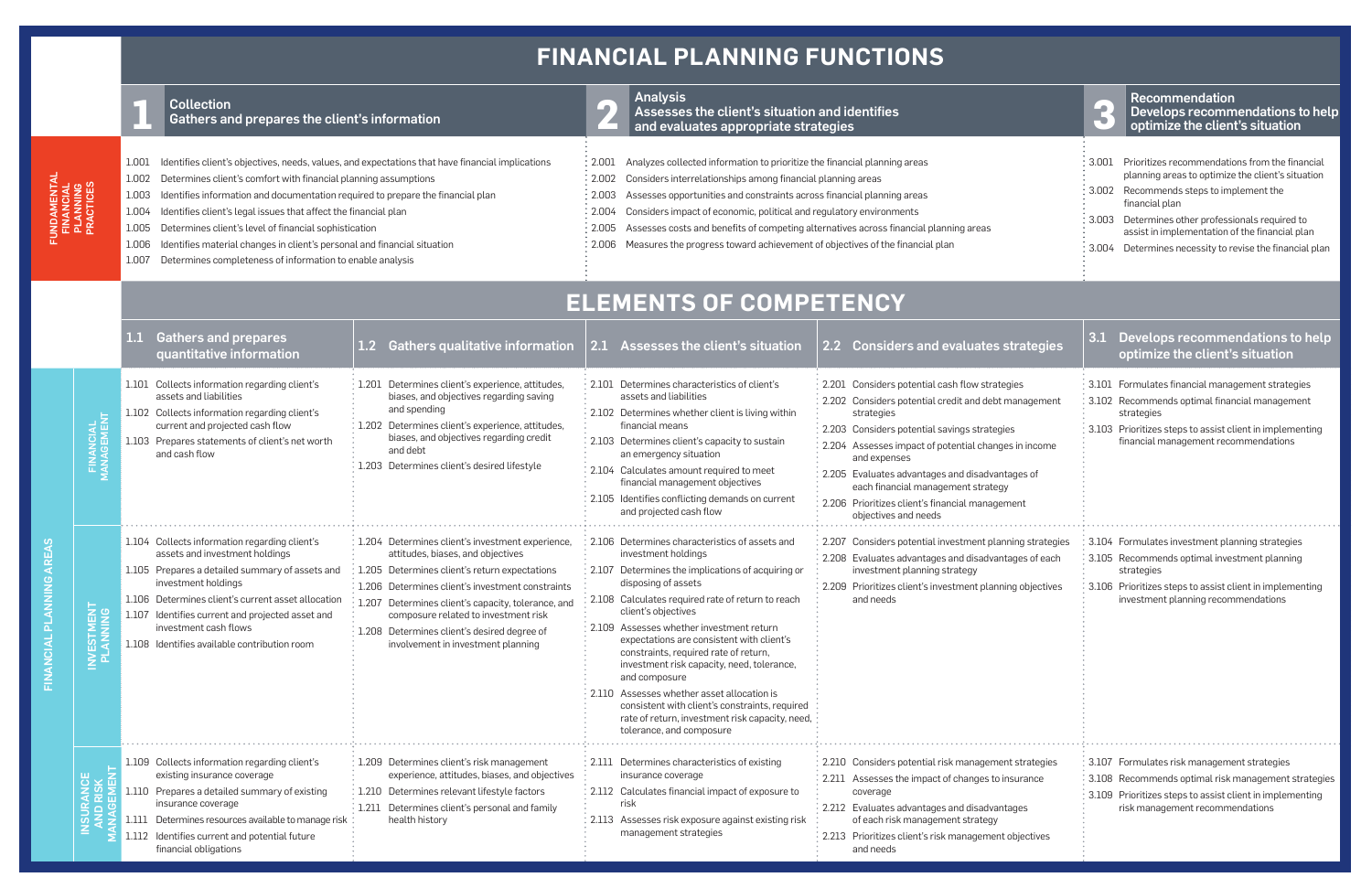# FINANCIAL PLANNING FUNCTIONS

## FUNDAMENTAL FINANCIAL PLANNING PRACTICES

| 1 Collection — Gathers and prepares the client's information | 2 Analysis — Assesses the client's situation and identifies and evaluates appropriate strategies | 3 Recommendation — Develops recommendations to help optimize the client's situation |
|---|---|---|
| 1.001 Identifies client's objectives, needs, values, and expectations that have financial implications<br>1.002 Determines client's comfort with financial planning assumptions<br>1.003 Identifies information and documentation required to prepare the financial plan<br>1.004 Identifies client's legal issues that affect the financial plan<br>1.005 Determines client's level of financial sophistication<br>1.006 Identifies material changes in client's personal and financial situation<br>1.007 Determines completeness of information to enable analysis | 2.001 Analyzes collected information to prioritize the financial planning areas<br>2.002 Considers interrelationships among financial planning areas<br>2.003 Assesses opportunities and constraints across financial planning areas<br>2.004 Considers impact of economic, political and regulatory environments<br>2.005 Assesses costs and benefits of competing alternatives across financial planning areas<br>2.006 Measures the progress toward achievement of objectives of the financial plan | 3.001 Prioritizes recommendations from the financial planning areas to optimize the client's situation<br>3.002 Recommends steps to implement the financial plan<br>3.003 Determines other professionals required to assist in implementation of the financial plan<br>3.004 Determines necessity to revise the financial plan |

# ELEMENTS OF COMPETENCY

## FINANCIAL PLANNING AREAS

| Financial Planning Area | 1.1 Gathers and prepares quantitative information | 1.2 Gathers qualitative information | 2.1 Assesses the client's situation | 2.2 Considers and evaluates strategies | 3.1 Develops recommendations to help optimize the client's situation |
|---|---|---|---|---|---|
| FINANCIAL MANAGEMENT | 1.101 Collects information regarding client's assets and liabilities<br>1.102 Collects information regarding client's current and projected cash flow<br>1.103 Prepares statements of client's net worth and cash flow | 1.201 Determines client's experience, attitudes, biases, and objectives regarding saving and spending<br>1.202 Determines client's experience, attitudes, biases, and objectives regarding credit and debt<br>1.203 Determines client's desired lifestyle | 2.101 Determines characteristics of client's assets and liabilities<br>2.102 Determines whether client is living within financial means<br>2.103 Determines client's capacity to sustain an emergency situation<br>2.104 Calculates amount required to meet financial management objectives<br>2.105 Identifies conflicting demands on current and projected cash flow | 2.201 Considers potential cash flow strategies<br>2.202 Considers potential credit and debt management strategies<br>2.203 Considers potential savings strategies<br>2.204 Assesses impact of potential changes in income and expenses<br>2.205 Evaluates advantages and disadvantages of each financial management strategy<br>2.206 Prioritizes client's financial management objectives and needs | 3.101 Formulates financial management strategies<br>3.102 Recommends optimal financial management strategies<br>3.103 Prioritizes steps to assist client in implementing financial management recommendations |
| INVESTMENT PLANNING | 1.104 Collects information regarding client's assets and investment holdings<br>1.105 Prepares a detailed summary of assets and investment holdings<br>1.106 Determines client's current asset allocation<br>1.107 Identifies current and projected asset and investment cash flows<br>1.108 Identifies available contribution room | 1.204 Determines client's investment experience, attitudes, biases, and objectives<br>1.205 Determines client's return expectations<br>1.206 Determines client's investment constraints<br>1.207 Determines client's capacity, tolerance, and composure related to investment risk<br>1.208 Determines client's desired degree of involvement in investment planning | 2.106 Determines characteristics of assets and investment holdings<br>2.107 Determines the implications of acquiring or disposing of assets<br>2.108 Calculates required rate of return to reach client's objectives<br>2.109 Assesses whether investment return expectations are consistent with client's constraints, required rate of return, investment risk capacity, need, tolerance, and composure<br>2.110 Assesses whether asset allocation is consistent with client's constraints, required rate of return, investment risk capacity, need, tolerance, and composure | 2.207 Considers potential investment planning strategies<br>2.208 Evaluates advantages and disadvantages of each investment planning strategy<br>2.209 Prioritizes client's investment planning objectives and needs | 3.104 Formulates investment planning strategies<br>3.105 Recommends optimal investment planning strategies<br>3.106 Prioritizes steps to assist client in implementing investment planning recommendations |
| INSURANCE AND RISK MANAGEMENT | 1.109 Collects information regarding client's existing insurance coverage<br>1.110 Prepares a detailed summary of existing insurance coverage<br>1.111 Determines resources available to manage risk<br>1.112 Identifies current and potential future financial obligations | 1.209 Determines client's risk management experience, attitudes, biases, and objectives<br>1.210 Determines relevant lifestyle factors<br>1.211 Determines client's personal and family health history | 2.111 Determines characteristics of existing insurance coverage<br>2.112 Calculates financial impact of exposure to risk<br>2.113 Assesses risk exposure against existing risk management strategies | 2.210 Considers potential risk management strategies<br>2.211 Assesses the impact of changes to insurance coverage<br>2.212 Evaluates advantages and disadvantages of each risk management strategy<br>2.213 Prioritizes client's risk management objectives and needs | 3.107 Formulates risk management strategies<br>3.108 Recommends optimal risk management strategies<br>3.109 Prioritizes steps to assist client in implementing risk management recommendations |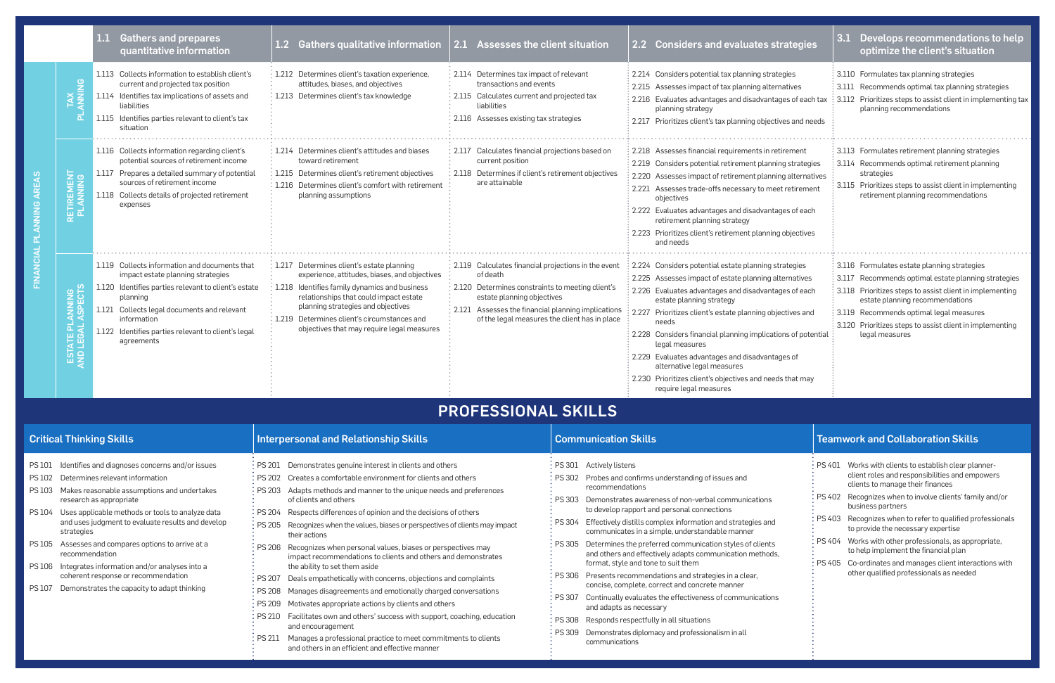| FINANCIAL PLANNING AREAS | 1.1 Gathers and prepares quantitative information | 1.2 Gathers qualitative information | 2.1 Assesses the client situation | 2.2 Considers and evaluates strategies | 3.1 Develops recommendations to help optimize the client's situation |
|---|---|---|---|---|---|
| TAX PLANNING | 1.113 Collects information to establish client's current and projected tax position<br>1.114 Identifies tax implications of assets and liabilities<br>1.115 Identifies parties relevant to client's tax situation | 1.212 Determines client's taxation experience, attitudes, biases, and objectives<br>1.213 Determines client's tax knowledge | 2.114 Determines tax impact of relevant transactions and events<br>2.115 Calculates current and projected tax liabilities<br>2.116 Assesses existing tax strategies | 2.214 Considers potential tax planning strategies<br>2.215 Assesses impact of tax planning alternatives<br>2.216 Evaluates advantages and disadvantages of each tax planning strategy<br>2.217 Prioritizes client's tax planning objectives and needs | 3.110 Formulates tax planning strategies<br>3.111 Recommends optimal tax planning strategies<br>3.112 Prioritizes steps to assist client in implementing tax planning recommendations |
| RETIREMENT PLANNING | 1.116 Collects information regarding client's potential sources of retirement income<br>1.117 Prepares a detailed summary of potential sources of retirement income<br>1.118 Collects details of projected retirement expenses | 1.214 Determines client's attitudes and biases toward retirement<br>1.215 Determines client's retirement objectives<br>1.216 Determines client's comfort with retirement planning assumptions | 2.117 Calculates financial projections based on current position<br>2.118 Determines if client's retirement objectives are attainable | 2.218 Assesses financial requirements in retirement<br>2.219 Considers potential retirement planning strategies<br>2.220 Assesses impact of retirement planning alternatives<br>2.221 Assesses trade-offs necessary to meet retirement objectives<br>2.222 Evaluates advantages and disadvantages of each retirement planning strategy<br>2.223 Prioritizes client's retirement planning objectives and needs | 3.113 Formulates retirement planning strategies<br>3.114 Recommends optimal retirement planning strategies<br>3.115 Prioritizes steps to assist client in implementing retirement planning recommendations |
| ESTATE PLANNING AND LEGAL ASPECTS | 1.119 Collects information and documents that impact estate planning strategies<br>1.120 Identifies parties relevant to client's estate planning<br>1.121 Collects legal documents and relevant information<br>1.122 Identifies parties relevant to client's legal agreements | 1.217 Determines client's estate planning experience, attitudes, biases, and objectives<br>1.218 Identifies family dynamics and business relationships that could impact estate planning strategies and objectives<br>1.219 Determines client's circumstances and objectives that may require legal measures | 2.119 Calculates financial projections in the event of death<br>2.120 Determines constraints to meeting client's estate planning objectives<br>2.121 Assesses the financial planning implications of the legal measures the client has in place | 2.224 Considers potential estate planning strategies<br>2.225 Assesses impact of estate planning alternatives<br>2.226 Evaluates advantages and disadvantages of each estate planning strategy<br>2.227 Prioritizes client's estate planning objectives and needs<br>2.228 Considers financial planning implications of potential legal measures<br>2.229 Evaluates advantages and disadvantages of alternative legal measures<br>2.230 Prioritizes client's objectives and needs that may require legal measures | 3.116 Formulates estate planning strategies<br>3.117 Recommends optimal estate planning strategies<br>3.118 Prioritizes steps to assist client in implementing estate planning recommendations<br>3.119 Recommends optimal legal measures<br>3.120 Prioritizes steps to assist client in implementing legal measures |

# PROFESSIONAL SKILLS

## Critical Thinking Skills

- PS 101 Identifies and diagnoses concerns and/or issues
- PS 102 Determines relevant information
- PS 103 Makes reasonable assumptions and undertakes research as appropriate
- PS 104 Uses applicable methods or tools to analyze data and uses judgment to evaluate results and develop strategies
- PS 105 Assesses and compares options to arrive at a recommendation
- PS 106 Integrates information and/or analyses into a coherent response or recommendation
- PS 107 Demonstrates the capacity to adapt thinking

## Interpersonal and Relationship Skills

- PS 201 Demonstrates genuine interest in clients and others
- PS 202 Creates a comfortable environment for clients and others
- PS 203 Adapts methods and manner to the unique needs and preferences of clients and others
- PS 204 Respects differences of opinion and the decisions of others
- PS 205 Recognizes when the values, biases or perspectives of clients may impact their actions
- PS 206 Recognizes when personal values, biases or perspectives may impact recommendations to clients and others and demonstrates the ability to set them aside
- PS 207 Deals empathetically with concerns, objections and complaints
- PS 208 Manages disagreements and emotionally charged conversations
- PS 209 Motivates appropriate actions by clients and others
- PS 210 Facilitates own and others' success with support, coaching, education and encouragement
- PS 211 Manages a professional practice to meet commitments to clients and others in an efficient and effective manner

## Communication Skills

- PS 301 Actively listens
- PS 302 Probes and confirms understanding of issues and recommendations
- PS 303 Demonstrates awareness of non-verbal communications to develop rapport and personal connections
- PS 304 Effectively distills complex information and strategies and communicates in a simple, understandable manner
- PS 305 Determines the preferred communication styles of clients and others and effectively adapts communication methods, format, style and tone to suit them
- PS 306 Presents recommendations and strategies in a clear, concise, complete, correct and concrete manner
- PS 307 Continually evaluates the effectiveness of communications and adapts as necessary
- PS 308 Responds respectfully in all situations
- PS 309 Demonstrates diplomacy and professionalism in all communications

## Teamwork and Collaboration Skills

- PS 401 Works with clients to establish clear planner-client roles and responsibilities and empowers clients to manage their finances
- PS 402 Recognizes when to involve clients' family and/or business partners
- PS 403 Recognizes when to refer to qualified professionals to provide the necessary expertise
- PS 404 Works with other professionals, as appropriate, to help implement the financial plan
- PS 405 Co-ordinates and manages client interactions with other qualified professionals as needed